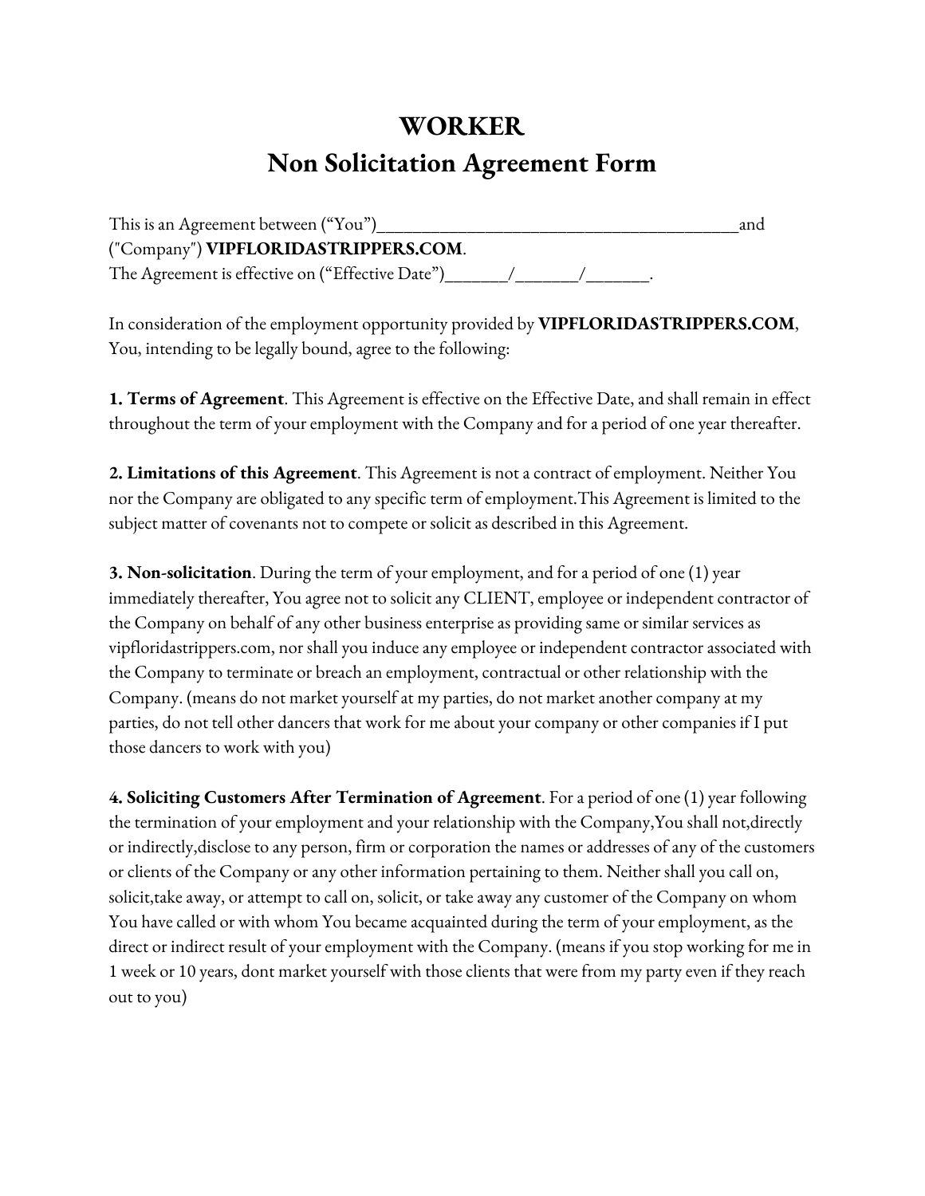# WORKER
# Non Solicitation Agreement Form

This is an Agreement between ("You")________________________________________and ("Company") **VIPFLORIDASTRIPPERS.COM**.
The Agreement is effective on ("Effective Date")_______/_______/_______.

In consideration of the employment opportunity provided by **VIPFLORIDASTRIPPERS.COM**, You, intending to be legally bound, agree to the following:

**1. Terms of Agreement**. This Agreement is effective on the Effective Date, and shall remain in effect throughout the term of your employment with the Company and for a period of one year thereafter.

**2. Limitations of this Agreement**. This Agreement is not a contract of employment. Neither You nor the Company are obligated to any specific term of employment.This Agreement is limited to the subject matter of covenants not to compete or solicit as described in this Agreement.

**3. Non-solicitation**. During the term of your employment, and for a period of one (1) year immediately thereafter, You agree not to solicit any CLIENT, employee or independent contractor of the Company on behalf of any other business enterprise as providing same or similar services as vipfloridastrippers.com, nor shall you induce any employee or independent contractor associated with the Company to terminate or breach an employment, contractual or other relationship with the Company. (means do not market yourself at my parties, do not market another company at my parties, do not tell other dancers that work for me about your company or other companies if I put those dancers to work with you)

**4. Soliciting Customers After Termination of Agreement**. For a period of one (1) year following the termination of your employment and your relationship with the Company,You shall not,directly or indirectly,disclose to any person, firm or corporation the names or addresses of any of the customers or clients of the Company or any other information pertaining to them. Neither shall you call on, solicit,take away, or attempt to call on, solicit, or take away any customer of the Company on whom You have called or with whom You became acquainted during the term of your employment, as the direct or indirect result of your employment with the Company. (means if you stop working for me in 1 week or 10 years, dont market yourself with those clients that were from my party even if they reach out to you)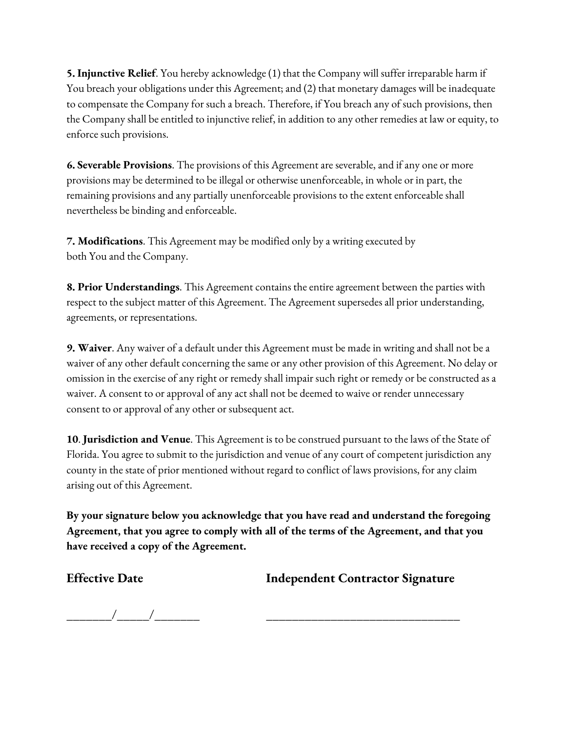**5. Injunctive Relief**. You hereby acknowledge (1) that the Company will suffer irreparable harm if You breach your obligations under this Agreement; and (2) that monetary damages will be inadequate to compensate the Company for such a breach. Therefore, if You breach any of such provisions, then the Company shall be entitled to injunctive relief, in addition to any other remedies at law or equity, to enforce such provisions.

**6. Severable Provisions**. The provisions of this Agreement are severable, and if any one or more provisions may be determined to be illegal or otherwise unenforceable, in whole or in part, the remaining provisions and any partially unenforceable provisions to the extent enforceable shall nevertheless be binding and enforceable.

**7. Modifications**. This Agreement may be modified only by a writing executed by both You and the Company.

**8. Prior Understandings**. This Agreement contains the entire agreement between the parties with respect to the subject matter of this Agreement. The Agreement supersedes all prior understanding, agreements, or representations.

**9. Waiver**. Any waiver of a default under this Agreement must be made in writing and shall not be a waiver of any other default concerning the same or any other provision of this Agreement. No delay or omission in the exercise of any right or remedy shall impair such right or remedy or be constructed as a waiver. A consent to or approval of any act shall not be deemed to waive or render unnecessary consent to or approval of any other or subsequent act.

**10**. **Jurisdiction and Venue**. This Agreement is to be construed pursuant to the laws of the State of Florida. You agree to submit to the jurisdiction and venue of any court of competent jurisdiction any county in the state of prior mentioned without regard to conflict of laws provisions, for any claim arising out of this Agreement.

**By your signature below you acknowledge that you have read and understand the foregoing Agreement, that you agree to comply with all of the terms of the Agreement, and that you have received a copy of the Agreement.**

**Effective Date**

________/______/________

**Independent Contractor Signature**

_________________________________